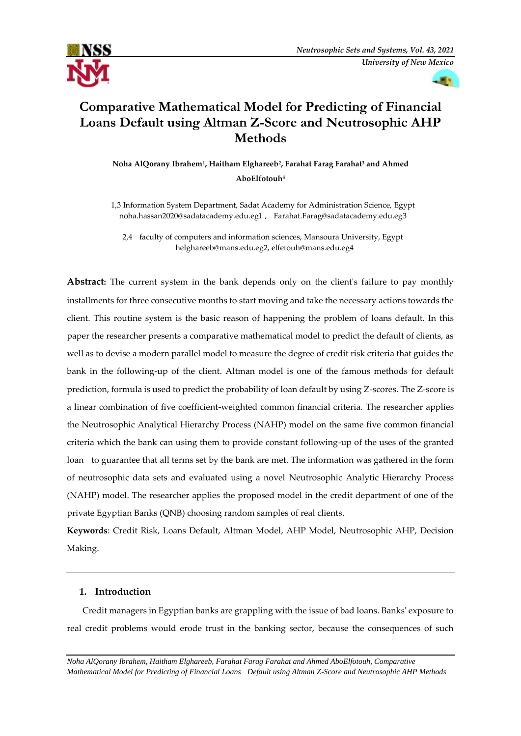# Comparative Mathematical Model for Predicting of Financial Loans Default using Altman Z-Score and Neutrosophic AHP Methods

**Noha AlQorany Ibrahem[1], Haitham Elghareeb[2], Farahat Farag Farahat[3] and Ahmed AboElfotouh[4]**

1,3 Information System Department, Sadat Academy for Administration Science, Egypt
noha.hassan2020@sadatacademy.edu.eg1 , Farahat.Farag@sadatacademy.edu.eg3

2,4 faculty of computers and information sciences, Mansoura University, Egypt
helghareeb@mans.edu.eg2, elfetouh@mans.edu.eg4

**Abstract:** The current system in the bank depends only on the client's failure to pay monthly installments for three consecutive months to start moving and take the necessary actions towards the client. This routine system is the basic reason of happening the problem of loans default. In this paper the researcher presents a comparative mathematical model to predict the default of clients, as well as to devise a modern parallel model to measure the degree of credit risk criteria that guides the bank in the following-up of the client. Altman model is one of the famous methods for default prediction, formula is used to predict the probability of loan default by using Z-scores. The Z-score is a linear combination of five coefficient-weighted common financial criteria. The researcher applies the Neutrosophic Analytical Hierarchy Process (NAHP) model on the same five common financial criteria which the bank can using them to provide constant following-up of the uses of the granted loan to guarantee that all terms set by the bank are met. The information was gathered in the form of neutrosophic data sets and evaluated using a novel Neutrosophic Analytic Hierarchy Process (NAHP) model. The researcher applies the proposed model in the credit department of one of the private Egyptian Banks (QNB) choosing random samples of real clients.

**Keywords**: Credit Risk, Loans Default, Altman Model, AHP Model, Neutrosophic AHP, Decision Making.

## 1. Introduction

Credit managers in Egyptian banks are grappling with the issue of bad loans. Banks' exposure to real credit problems would erode trust in the banking sector, because the consequences of such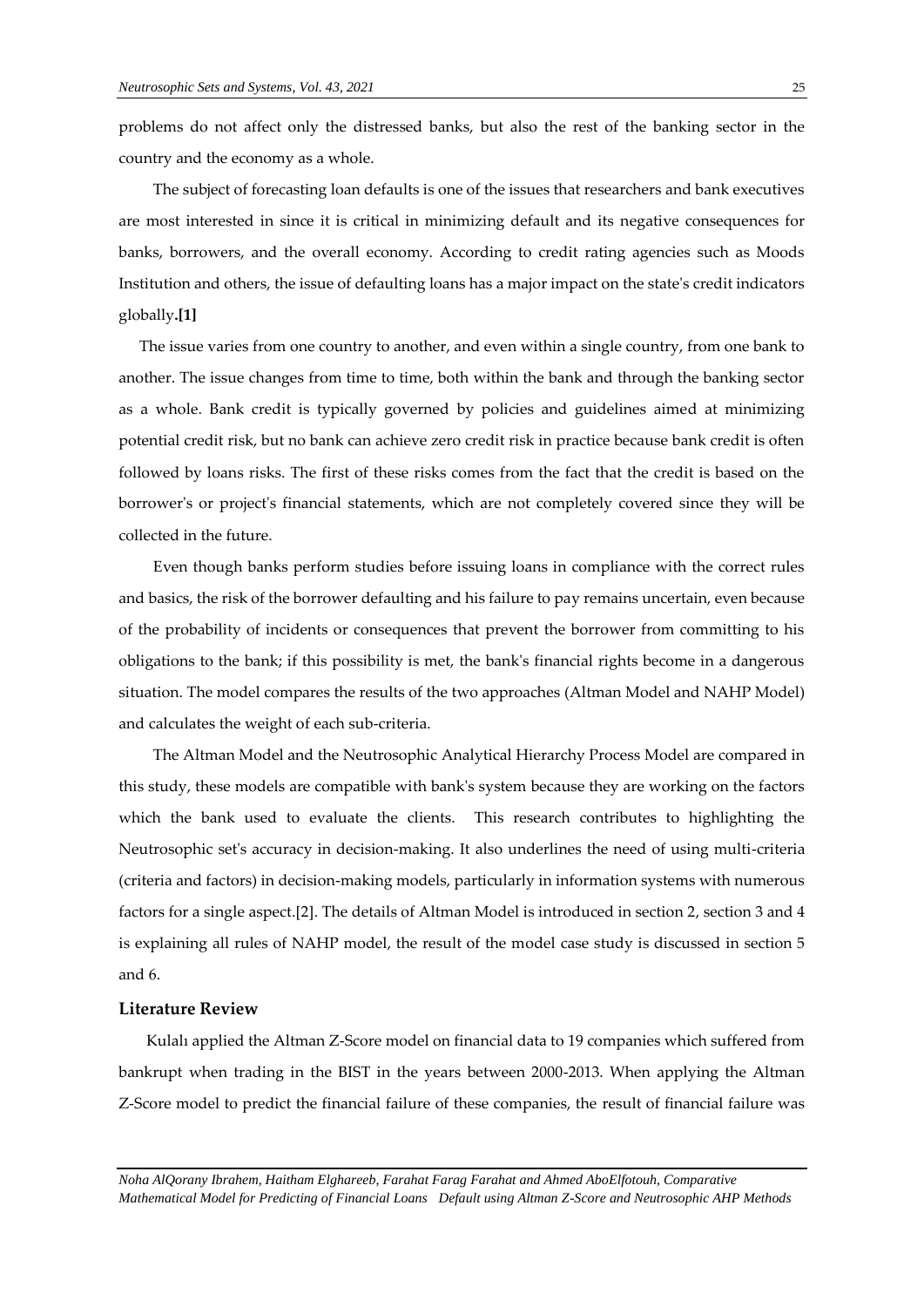problems do not affect only the distressed banks, but also the rest of the banking sector in the country and the economy as a whole.

The subject of forecasting loan defaults is one of the issues that researchers and bank executives are most interested in since it is critical in minimizing default and its negative consequences for banks, borrowers, and the overall economy. According to credit rating agencies such as Moods Institution and others, the issue of defaulting loans has a major impact on the state's credit indicators globally.**[1]**

The issue varies from one country to another, and even within a single country, from one bank to another. The issue changes from time to time, both within the bank and through the banking sector as a whole. Bank credit is typically governed by policies and guidelines aimed at minimizing potential credit risk, but no bank can achieve zero credit risk in practice because bank credit is often followed by loans risks. The first of these risks comes from the fact that the credit is based on the borrower's or project's financial statements, which are not completely covered since they will be collected in the future.

Even though banks perform studies before issuing loans in compliance with the correct rules and basics, the risk of the borrower defaulting and his failure to pay remains uncertain, even because of the probability of incidents or consequences that prevent the borrower from committing to his obligations to the bank; if this possibility is met, the bank's financial rights become in a dangerous situation. The model compares the results of the two approaches (Altman Model and NAHP Model) and calculates the weight of each sub-criteria.

The Altman Model and the Neutrosophic Analytical Hierarchy Process Model are compared in this study, these models are compatible with bank's system because they are working on the factors which the bank used to evaluate the clients. This research contributes to highlighting the Neutrosophic set's accuracy in decision-making. It also underlines the need of using multi-criteria (criteria and factors) in decision-making models, particularly in information systems with numerous factors for a single aspect.[2]. The details of Altman Model is introduced in section 2, section 3 and 4 is explaining all rules of NAHP model, the result of the model case study is discussed in section 5 and 6.

## Literature Review

Kulalı applied the Altman Z-Score model on financial data to 19 companies which suffered from bankrupt when trading in the BIST in the years between 2000-2013. When applying the Altman Z-Score model to predict the financial failure of these companies, the result of financial failure was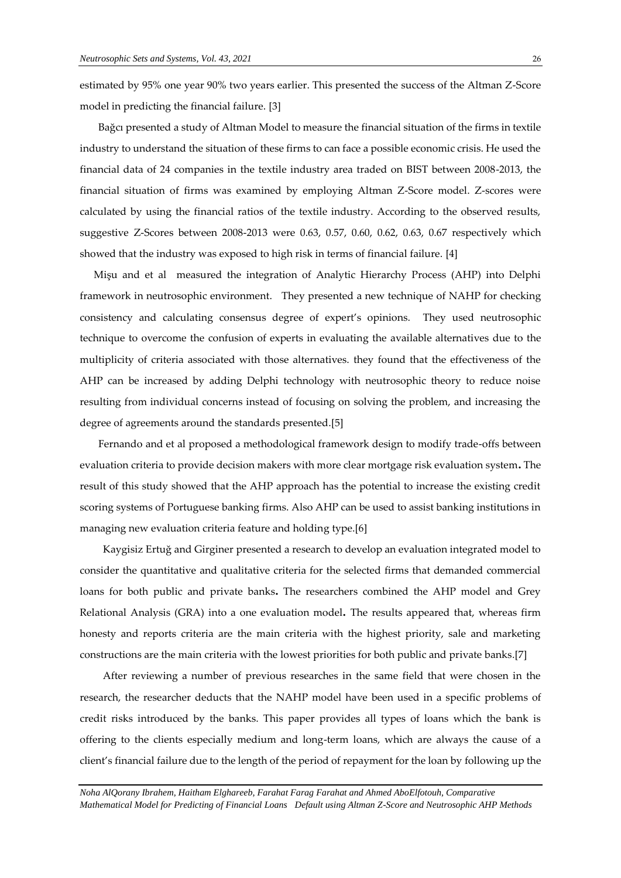estimated by 95% one year 90% two years earlier. This presented the success of the Altman Z-Score model in predicting the financial failure. [3]

Bağcı presented a study of Altman Model to measure the financial situation of the firms in textile industry to understand the situation of these firms to can face a possible economic crisis. He used the financial data of 24 companies in the textile industry area traded on BIST between 2008-2013, the financial situation of firms was examined by employing Altman Z-Score model. Z-scores were calculated by using the financial ratios of the textile industry. According to the observed results, suggestive Z-Scores between 2008-2013 were 0.63, 0.57, 0.60, 0.62, 0.63, 0.67 respectively which showed that the industry was exposed to high risk in terms of financial failure. [4]

Mişu and et al measured the integration of Analytic Hierarchy Process (AHP) into Delphi framework in neutrosophic environment. They presented a new technique of NAHP for checking consistency and calculating consensus degree of expert's opinions. They used neutrosophic technique to overcome the confusion of experts in evaluating the available alternatives due to the multiplicity of criteria associated with those alternatives. they found that the effectiveness of the AHP can be increased by adding Delphi technology with neutrosophic theory to reduce noise resulting from individual concerns instead of focusing on solving the problem, and increasing the degree of agreements around the standards presented.[5]

Fernando and et al proposed a methodological framework design to modify trade-offs between evaluation criteria to provide decision makers with more clear mortgage risk evaluation system**.** The result of this study showed that the AHP approach has the potential to increase the existing credit scoring systems of Portuguese banking firms. Also AHP can be used to assist banking institutions in managing new evaluation criteria feature and holding type.[6]

Kaygisiz Ertuğ and Girginer presented a research to develop an evaluation integrated model to consider the quantitative and qualitative criteria for the selected firms that demanded commercial loans for both public and private banks**.** The researchers combined the AHP model and Grey Relational Analysis (GRA) into a one evaluation model**.** The results appeared that, whereas firm honesty and reports criteria are the main criteria with the highest priority, sale and marketing constructions are the main criteria with the lowest priorities for both public and private banks.[7]

After reviewing a number of previous researches in the same field that were chosen in the research, the researcher deducts that the NAHP model have been used in a specific problems of credit risks introduced by the banks. This paper provides all types of loans which the bank is offering to the clients especially medium and long-term loans, which are always the cause of a client's financial failure due to the length of the period of repayment for the loan by following up the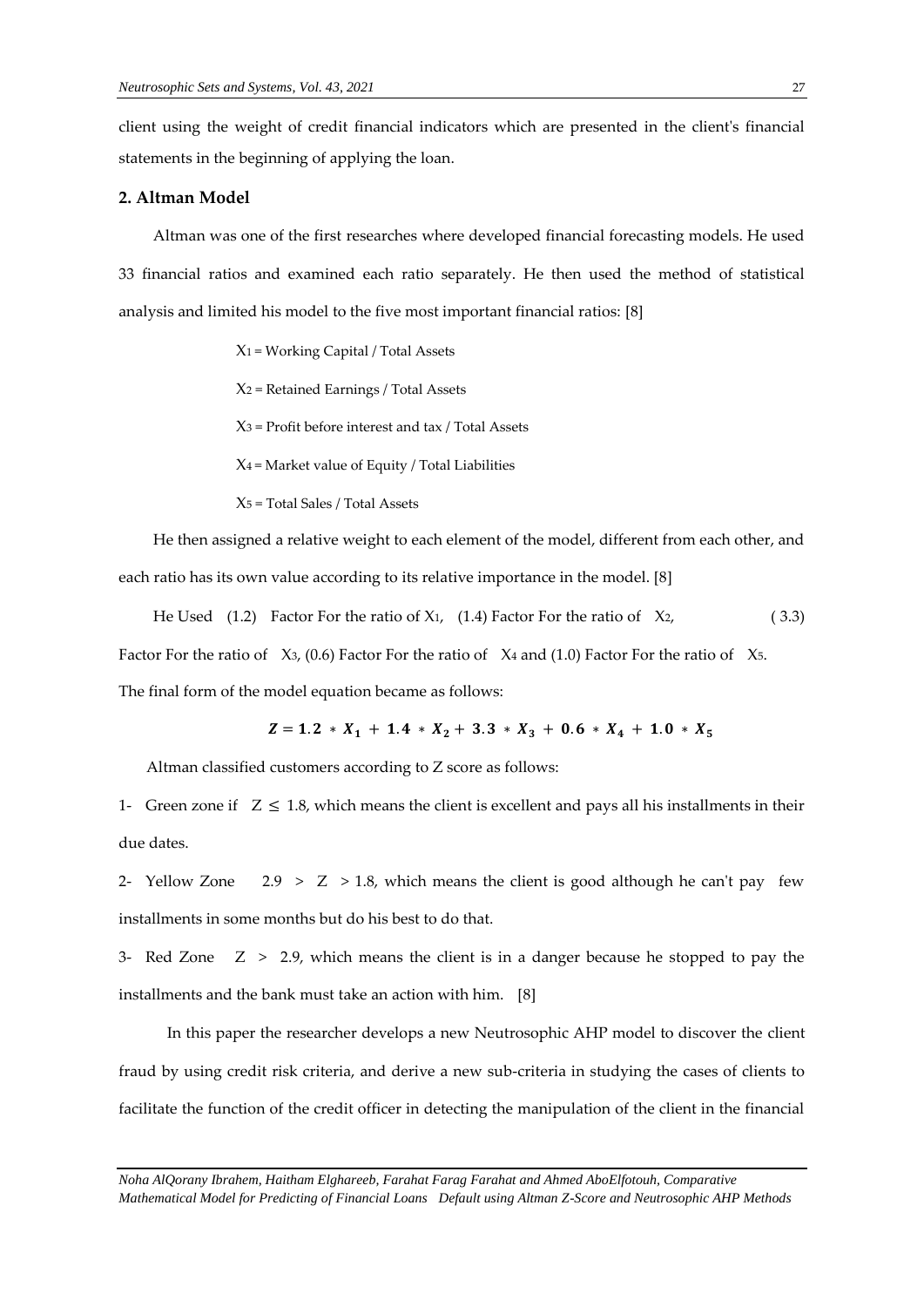client using the weight of credit financial indicators which are presented in the client's financial statements in the beginning of applying the loan.

## 2. Altman Model

Altman was one of the first researches where developed financial forecasting models. He used 33 financial ratios and examined each ratio separately. He then used the method of statistical analysis and limited his model to the five most important financial ratios: [8]

$X_1$ = Working Capital / Total Assets

$X_2$ = Retained Earnings / Total Assets

$X_3$ = Profit before interest and tax / Total Assets

$X_4$ = Market value of Equity / Total Liabilities

$X_5$ = Total Sales / Total Assets

He then assigned a relative weight to each element of the model, different from each other, and each ratio has its own value according to its relative importance in the model. [8]

He Used (1.2) Factor For the ratio of $X_1$, (1.4) Factor For the ratio of $X_2$, (3.3) Factor For the ratio of $X_3$, (0.6) Factor For the ratio of $X_4$ and (1.0) Factor For the ratio of $X_5$. The final form of the model equation became as follows:

$$Z = 1.2 * X_1 + 1.4 * X_2 + 3.3 * X_3 + 0.6 * X_4 + 1.0 * X_5$$

Altman classified customers according to Z score as follows:

1- Green zone if $Z \leq 1.8$, which means the client is excellent and pays all his installments in their due dates.

2- Yellow Zone $2.9 > Z > 1.8$, which means the client is good although he can't pay few installments in some months but do his best to do that.

3- Red Zone $Z > 2.9$, which means the client is in a danger because he stopped to pay the installments and the bank must take an action with him. [8]

In this paper the researcher develops a new Neutrosophic AHP model to discover the client fraud by using credit risk criteria, and derive a new sub-criteria in studying the cases of clients to facilitate the function of the credit officer in detecting the manipulation of the client in the financial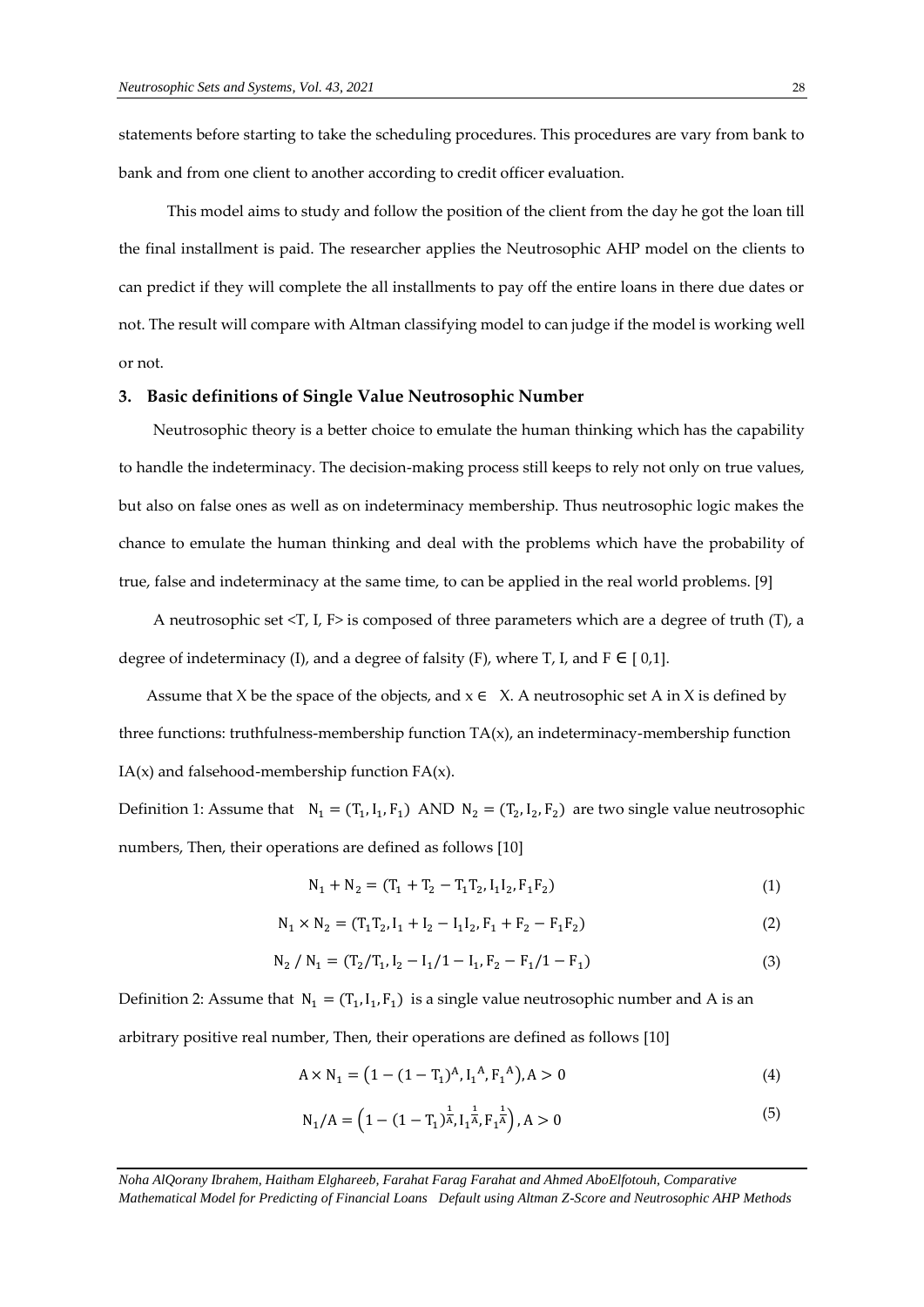statements before starting to take the scheduling procedures. This procedures are vary from bank to bank and from one client to another according to credit officer evaluation.

This model aims to study and follow the position of the client from the day he got the loan till the final installment is paid. The researcher applies the Neutrosophic AHP model on the clients to can predict if they will complete the all installments to pay off the entire loans in there due dates or not. The result will compare with Altman classifying model to can judge if the model is working well or not.

## 3. Basic definitions of Single Value Neutrosophic Number

Neutrosophic theory is a better choice to emulate the human thinking which has the capability to handle the indeterminacy. The decision-making process still keeps to rely not only on true values, but also on false ones as well as on indeterminacy membership. Thus neutrosophic logic makes the chance to emulate the human thinking and deal with the problems which have the probability of true, false and indeterminacy at the same time, to can be applied in the real world problems. [9]

A neutrosophic set <T, I, F> is composed of three parameters which are a degree of truth (T), a degree of indeterminacy (I), and a degree of falsity (F), where T, I, and F ∈ [ 0,1].

Assume that X be the space of the objects, and x ∈ X. A neutrosophic set A in X is defined by three functions: truthfulness-membership function TA(x), an indeterminacy-membership function IA(x) and falsehood-membership function FA(x).

Definition 1: Assume that $N_1 = (T_1, I_1, F_1)$ AND $N_2 = (T_2, I_2, F_2)$ are two single value neutrosophic numbers, Then, their operations are defined as follows [10]

$$N_1 + N_2 = (T_1 + T_2 - T_1T_2, I_1I_2, F_1F_2) \tag{1}$$

$$N_1 \times N_2 = (T_1T_2, I_1 + I_2 - I_1I_2, F_1 + F_2 - F_1F_2) \tag{2}$$

$$N_2 \,/\, N_1 = (T_2/T_1, I_2 - I_1/1 - I_1, F_2 - F_1/1 - F_1) \tag{3}$$

Definition 2: Assume that $N_1 = (T_1, I_1, F_1)$ is a single value neutrosophic number and A is an arbitrary positive real number, Then, their operations are defined as follows [10]

$$A \times N_1 = \left(1 - (1 - T_1)^A, {I_1}^A, {F_1}^A\right), A > 0 \tag{4}$$

$$N_1/A = \left(1 - (1 - T_1)^{\frac{1}{A}}, {I_1}^{\frac{1}{A}}, {F_1}^{\frac{1}{A}}\right), A > 0 \tag{5}$$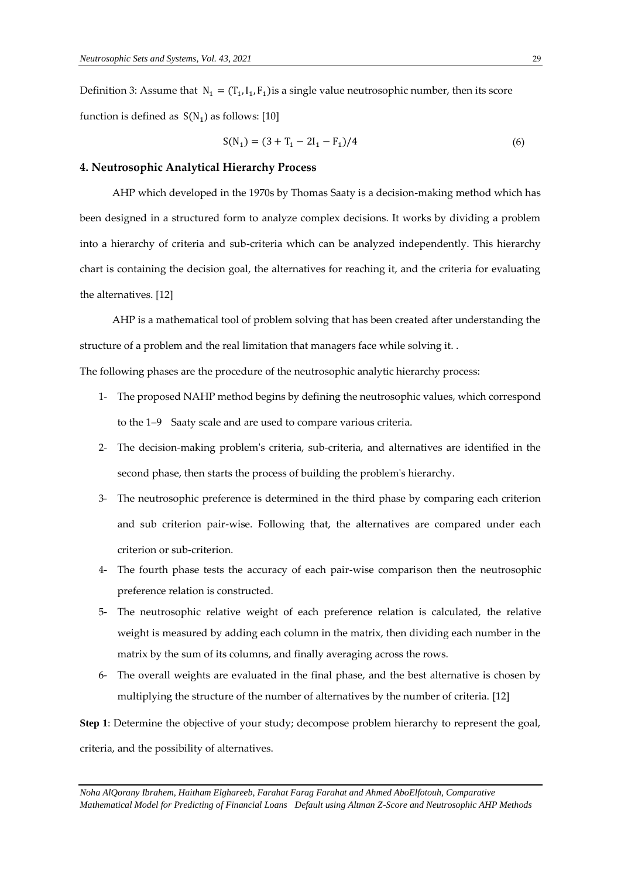Definition 3: Assume that $N_1 = (T_1, I_1, F_1)$ is a single value neutrosophic number, then its score function is defined as $S(N_1)$ as follows: [10]

$$S(N_1) = (3 + T_1 - 2I_1 - F_1)/4 \tag{6}$$

## 4. Neutrosophic Analytical Hierarchy Process

AHP which developed in the 1970s by Thomas Saaty is a decision-making method which has been designed in a structured form to analyze complex decisions. It works by dividing a problem into a hierarchy of criteria and sub-criteria which can be analyzed independently. This hierarchy chart is containing the decision goal, the alternatives for reaching it, and the criteria for evaluating the alternatives. [12]

AHP is a mathematical tool of problem solving that has been created after understanding the structure of a problem and the real limitation that managers face while solving it. .

The following phases are the procedure of the neutrosophic analytic hierarchy process:

1- The proposed NAHP method begins by defining the neutrosophic values, which correspond to the 1–9 Saaty scale and are used to compare various criteria.

2- The decision-making problem's criteria, sub-criteria, and alternatives are identified in the second phase, then starts the process of building the problem's hierarchy.

3- The neutrosophic preference is determined in the third phase by comparing each criterion and sub criterion pair-wise. Following that, the alternatives are compared under each criterion or sub-criterion.

4- The fourth phase tests the accuracy of each pair-wise comparison then the neutrosophic preference relation is constructed.

5- The neutrosophic relative weight of each preference relation is calculated, the relative weight is measured by adding each column in the matrix, then dividing each number in the matrix by the sum of its columns, and finally averaging across the rows.

6- The overall weights are evaluated in the final phase, and the best alternative is chosen by multiplying the structure of the number of alternatives by the number of criteria. [12]

**Step 1**: Determine the objective of your study; decompose problem hierarchy to represent the goal, criteria, and the possibility of alternatives.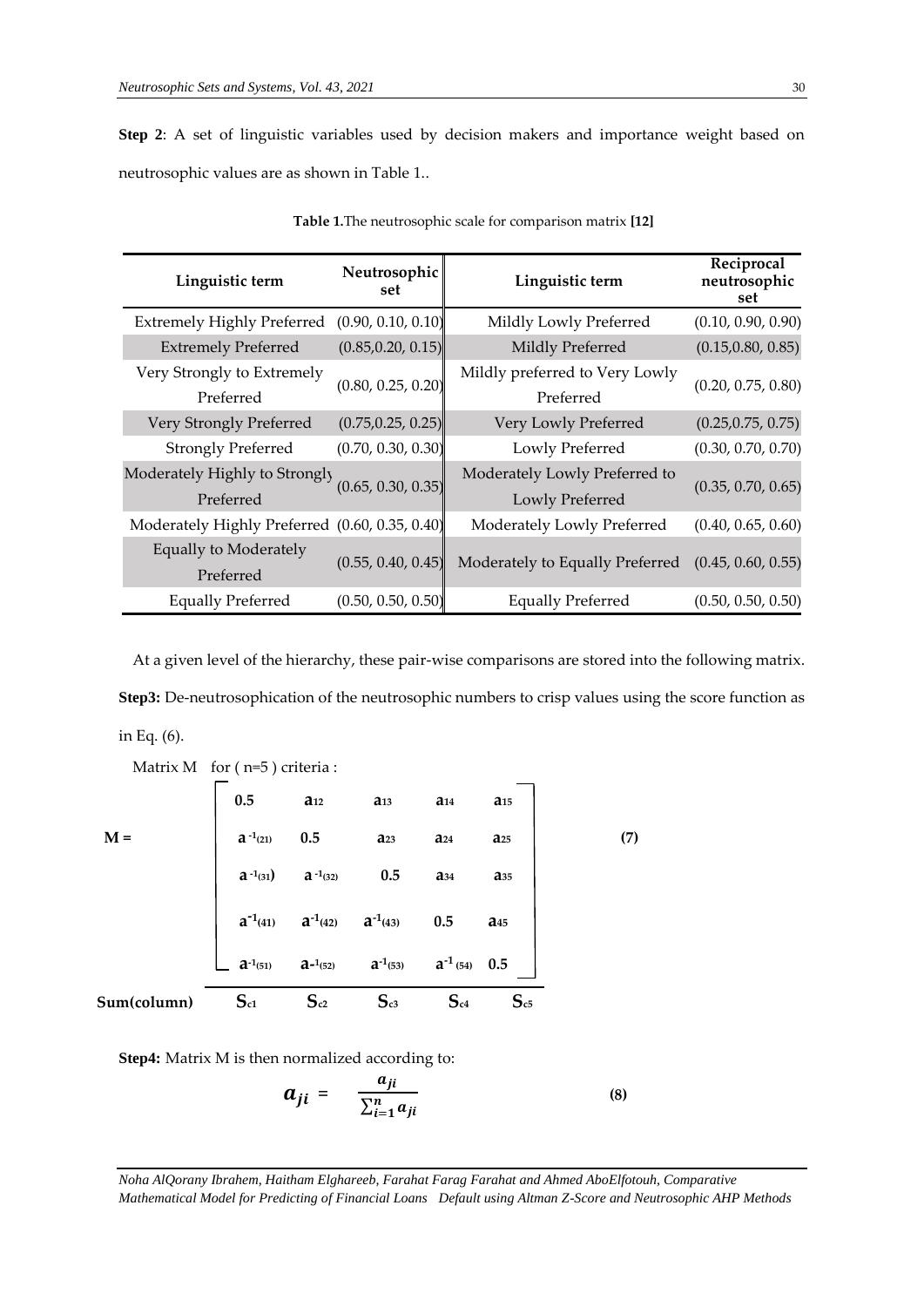**Step 2**: A set of linguistic variables used by decision makers and importance weight based on neutrosophic values are as shown in Table 1..

**Table 1.** The neutrosophic scale for comparison matrix **[12]**

| Linguistic term | Neutrosophic set | Linguistic term | Reciprocal neutrosophic set |
|---|---|---|---|
| Extremely Highly Preferred | (0.90, 0.10, 0.10) | Mildly Lowly Preferred | (0.10, 0.90, 0.90) |
| Extremely Preferred | (0.85,0.20, 0.15) | Mildly Preferred | (0.15,0.80, 0.85) |
| Very Strongly to Extremely Preferred | (0.80, 0.25, 0.20) | Mildly preferred to Very Lowly Preferred | (0.20, 0.75, 0.80) |
| Very Strongly Preferred | (0.75,0.25, 0.25) | Very Lowly Preferred | (0.25,0.75, 0.75) |
| Strongly Preferred | (0.70, 0.30, 0.30) | Lowly Preferred | (0.30, 0.70, 0.70) |
| Moderately Highly to Strongly Preferred | (0.65, 0.30, 0.35) | Moderately Lowly Preferred to Lowly Preferred | (0.35, 0.70, 0.65) |
| Moderately Highly Preferred | (0.60, 0.35, 0.40) | Moderately Lowly Preferred | (0.40, 0.65, 0.60) |
| Equally to Moderately Preferred | (0.55, 0.40, 0.45) | Moderately to Equally Preferred | (0.45, 0.60, 0.55) |
| Equally Preferred | (0.50, 0.50, 0.50) | Equally Preferred | (0.50, 0.50, 0.50) |

At a given level of the hierarchy, these pair-wise comparisons are stored into the following matrix.

**Step3:** De-neutrosophication of the neutrosophic numbers to crisp values using the score function as in Eq. (6).

Matrix M for ( n=5 ) criteria :

$$M = \begin{bmatrix} 0.5 & a_{12} & a_{13} & a_{14} & a_{15} \\ a^{-1}_{(21)} & 0.5 & a_{23} & a_{24} & a_{25} \\ a^{-1}_{(31)} & a^{-1}_{(32)} & 0.5 & a_{34} & a_{35} \\ a^{-1}_{(41)} & a^{-1}_{(42)} & a^{-1}_{(43)} & 0.5 & a_{45} \\ a^{-1}_{(51)} & a^{-1}_{(52)} & a^{-1}_{(53)} & a^{-1}_{(54)} & 0.5 \end{bmatrix} \quad (7)$$

$$\text{Sum(column)} \quad S_{c1} \quad S_{c2} \quad S_{c3} \quad S_{c4} \quad S_{c5}$$

**Step4:** Matrix M is then normalized according to:

$$a_{ji} = \frac{a_{ji}}{\sum_{i=1}^{n} a_{ji}} \quad (8)$$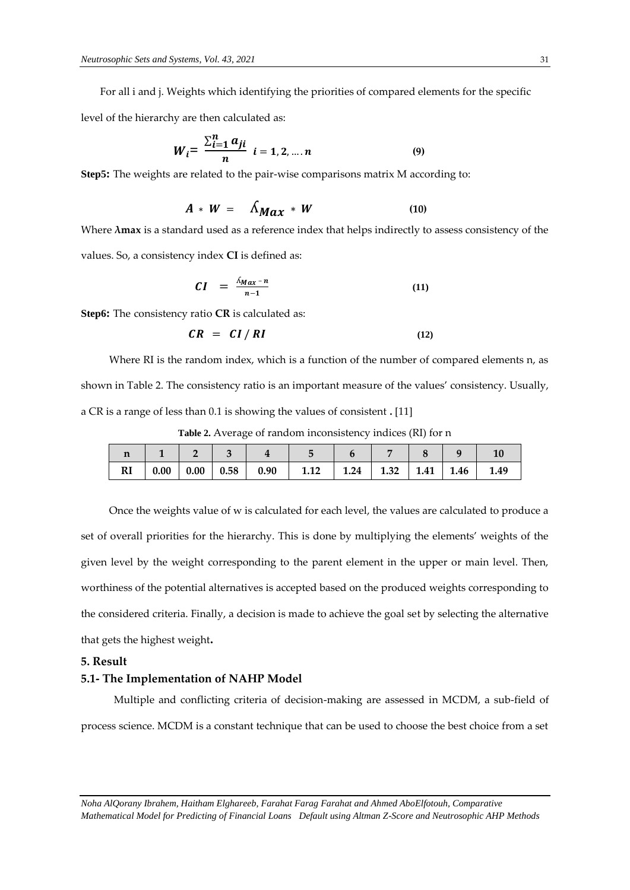For all i and j. Weights which identifying the priorities of compared elements for the specific level of the hierarchy are then calculated as:

$$W_i = \frac{\sum_{i=1}^{n} a_{ji}}{n} \quad i = 1, 2, \ldots. n \tag{9}$$

**Step5:** The weights are related to the pair-wise comparisons matrix M according to:

$$A * W = \lambda_{Max} * W \tag{10}$$

Where **λmax** is a standard used as a reference index that helps indirectly to assess consistency of the values. So, a consistency index **CI** is defined as:

$$CI = \frac{\lambda_{Max} - n}{n-1} \tag{11}$$

**Step6:** The consistency ratio **CR** is calculated as:

$$CR = CI / RI \tag{12}$$

Where RI is the random index, which is a function of the number of compared elements n, as shown in Table 2. The consistency ratio is an important measure of the values' consistency. Usually, a CR is a range of less than 0.1 is showing the values of consistent **.** [11]

**Table 2.** Average of random inconsistency indices (RI) for n

| n | 1 | 2 | 3 | 4 | 5 | 6 | 7 | 8 | 9 | 10 |
|---|---|---|---|---|---|---|---|---|---|---|
| RI | 0.00 | 0.00 | 0.58 | 0.90 | 1.12 | 1.24 | 1.32 | 1.41 | 1.46 | 1.49 |

Once the weights value of w is calculated for each level, the values are calculated to produce a set of overall priorities for the hierarchy. This is done by multiplying the elements' weights of the given level by the weight corresponding to the parent element in the upper or main level. Then, worthiness of the potential alternatives is accepted based on the produced weights corresponding to the considered criteria. Finally, a decision is made to achieve the goal set by selecting the alternative that gets the highest weight**.**

## 5. Result

### 5.1- The Implementation of NAHP Model

Multiple and conflicting criteria of decision-making are assessed in MCDM, a sub-field of process science. MCDM is a constant technique that can be used to choose the best choice from a set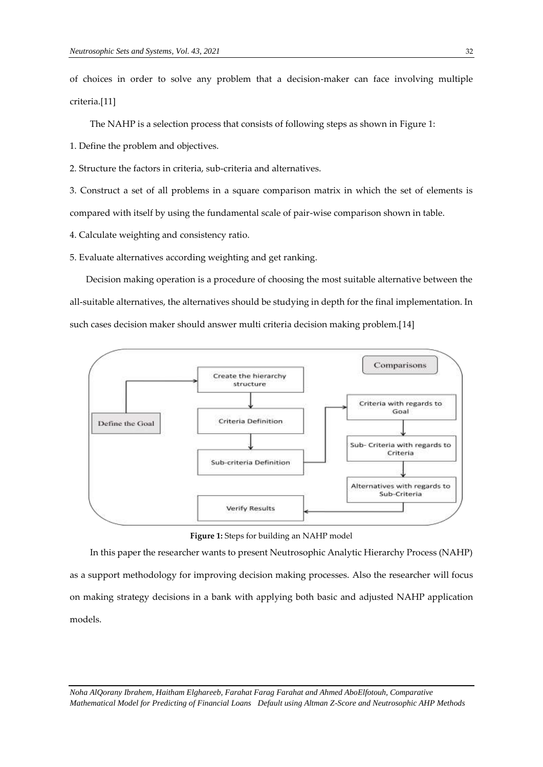of choices in order to solve any problem that a decision-maker can face involving multiple criteria.[11]

The NAHP is a selection process that consists of following steps as shown in Figure 1:

1. Define the problem and objectives.

2. Structure the factors in criteria, sub-criteria and alternatives.

3. Construct a set of all problems in a square comparison matrix in which the set of elements is compared with itself by using the fundamental scale of pair-wise comparison shown in table.

4. Calculate weighting and consistency ratio.

5. Evaluate alternatives according weighting and get ranking.

Decision making operation is a procedure of choosing the most suitable alternative between the all-suitable alternatives, the alternatives should be studying in depth for the final implementation. In such cases decision maker should answer multi criteria decision making problem.[14]

**Figure 1:** Steps for building an NAHP model

In this paper the researcher wants to present Neutrosophic Analytic Hierarchy Process (NAHP) as a support methodology for improving decision making processes. Also the researcher will focus on making strategy decisions in a bank with applying both basic and adjusted NAHP application models.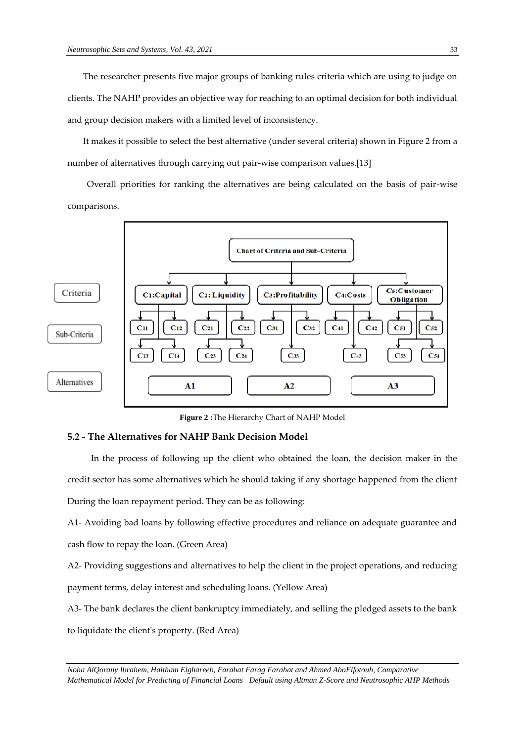The researcher presents five major groups of banking rules criteria which are using to judge on clients. The NAHP provides an objective way for reaching to an optimal decision for both individual and group decision makers with a limited level of inconsistency.

It makes it possible to select the best alternative (under several criteria) shown in Figure 2 from a number of alternatives through carrying out pair-wise comparison values.[13]

Overall priorities for ranking the alternatives are being calculated on the basis of pair-wise comparisons.

**Figure 2 :**The Hierarchy Chart of NAHP Model

## 5.2 - The Alternatives for NAHP Bank Decision Model

In the process of following up the client who obtained the loan, the decision maker in the credit sector has some alternatives which he should taking if any shortage happened from the client During the loan repayment period. They can be as following:

A1- Avoiding bad loans by following effective procedures and reliance on adequate guarantee and cash flow to repay the loan. (Green Area)

A2- Providing suggestions and alternatives to help the client in the project operations, and reducing payment terms, delay interest and scheduling loans. (Yellow Area)

A3- The bank declares the client bankruptcy immediately, and selling the pledged assets to the bank to liquidate the client's property. (Red Area)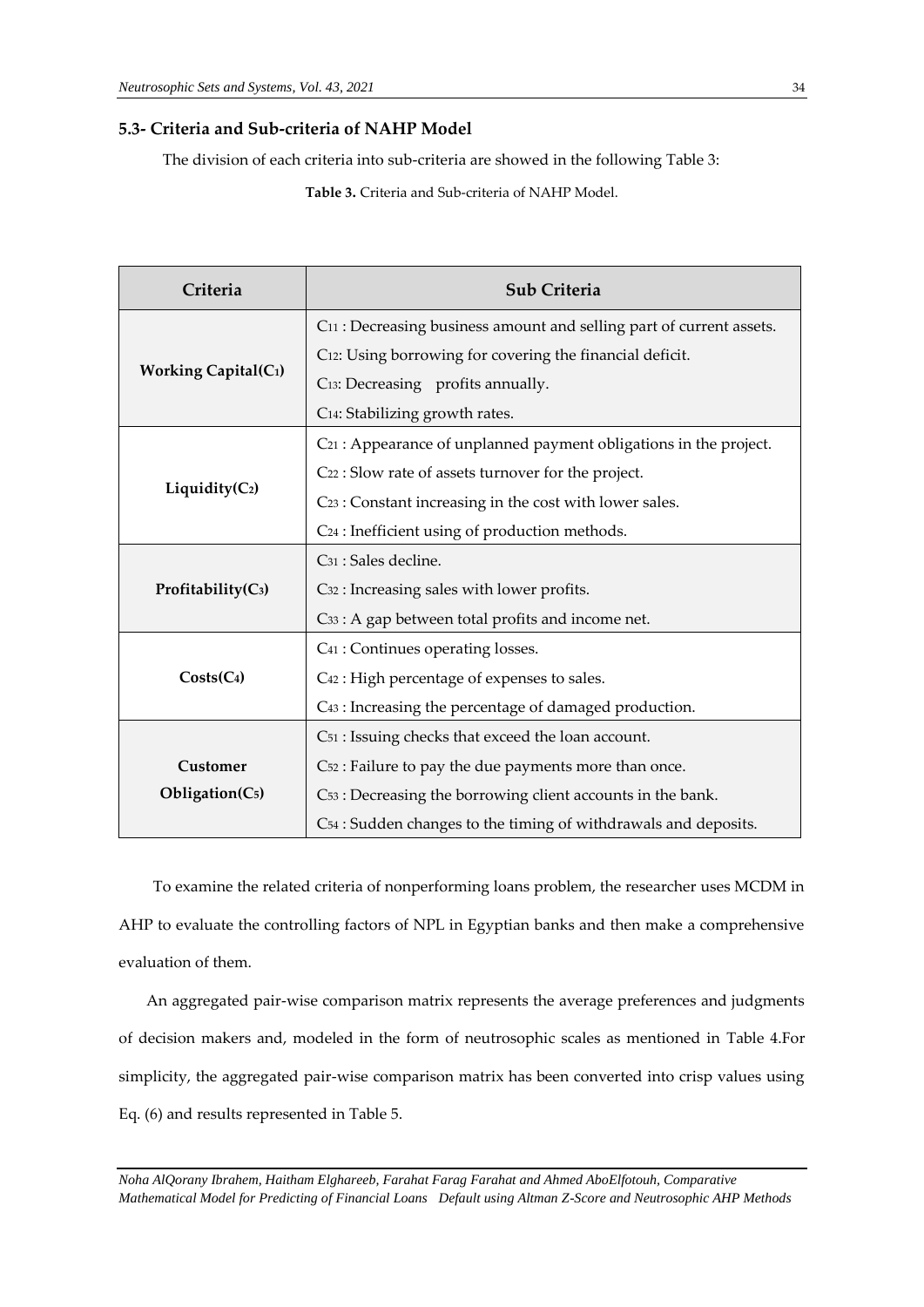### 5.3- Criteria and Sub-criteria of NAHP Model

The division of each criteria into sub-criteria are showed in the following Table 3:

**Table 3.** Criteria and Sub-criteria of NAHP Model.

| Criteria | Sub Criteria |
|---|---|
| **Working Capital($C_1$)** | $C_{11}$ : Decreasing business amount and selling part of current assets.<br>$C_{12}$: Using borrowing for covering the financial deficit.<br>$C_{13}$: Decreasing profits annually.<br>$C_{14}$: Stabilizing growth rates. |
| **Liquidity($C_2$)** | $C_{21}$ : Appearance of unplanned payment obligations in the project.<br>$C_{22}$ : Slow rate of assets turnover for the project.<br>$C_{23}$ : Constant increasing in the cost with lower sales.<br>$C_{24}$ : Inefficient using of production methods. |
| **Profitability($C_3$)** | $C_{31}$ : Sales decline.<br>$C_{32}$ : Increasing sales with lower profits.<br>$C_{33}$ : A gap between total profits and income net. |
| **Costs($C_4$)** | $C_{41}$ : Continues operating losses.<br>$C_{42}$ : High percentage of expenses to sales.<br>$C_{43}$ : Increasing the percentage of damaged production. |
| **Customer Obligation($C_5$)** | $C_{51}$ : Issuing checks that exceed the loan account.<br>$C_{52}$ : Failure to pay the due payments more than once.<br>$C_{53}$ : Decreasing the borrowing client accounts in the bank.<br>$C_{54}$ : Sudden changes to the timing of withdrawals and deposits. |

To examine the related criteria of nonperforming loans problem, the researcher uses MCDM in AHP to evaluate the controlling factors of NPL in Egyptian banks and then make a comprehensive evaluation of them.

An aggregated pair-wise comparison matrix represents the average preferences and judgments of decision makers and, modeled in the form of neutrosophic scales as mentioned in Table 4.For simplicity, the aggregated pair-wise comparison matrix has been converted into crisp values using Eq. (6) and results represented in Table 5.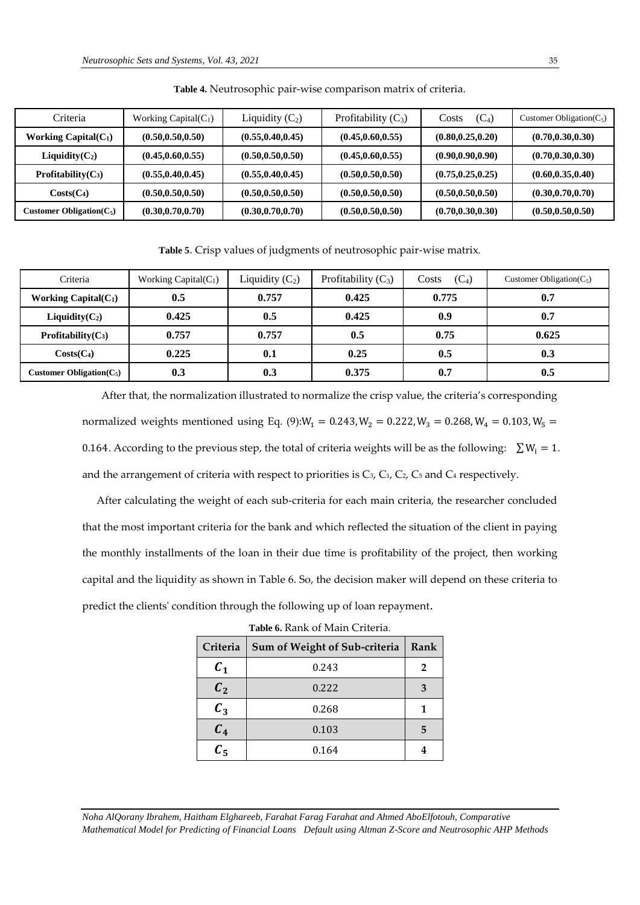**Table 4.** Neutrosophic pair-wise comparison matrix of criteria.

| Criteria | Working Capital($C_1$) | Liquidity ($C_2$) | Profitability ($C_3$) | Costs ($C_4$) | Customer Obligation($C_5$) |
|---|---|---|---|---|---|
| **Working Capital($C_1$)** | **(0.50,0.50,0.50)** | **(0.55,0.40,0.45)** | **(0.45,0.60,0.55)** | **(0.80,0.25,0.20)** | **(0.70,0.30,0.30)** |
| **Liquidity($C_2$)** | **(0.45,0.60,0.55)** | **(0.50,0.50,0.50)** | **(0.45,0.60,0.55)** | **(0.90,0.90,0.90)** | **(0.70,0.30,0.30)** |
| **Profitability($C_3$)** | **(0.55,0.40,0.45)** | **(0.55,0.40,0.45)** | **(0.50,0.50,0.50)** | **(0.75,0.25,0.25)** | **(0.60,0.35,0.40)** |
| **Costs($C_4$)** | **(0.50,0.50,0.50)** | **(0.50,0.50,0.50)** | **(0.50,0.50,0.50)** | **(0.50,0.50,0.50)** | **(0.30,0.70,0.70)** |
| **Customer Obligation($C_5$)** | **(0.30,0.70,0.70)** | **(0.30,0.70,0.70)** | **(0.50,0.50,0.50)** | **(0.70,0.30,0.30)** | **(0.50,0.50,0.50)** |

**Table 5**. Crisp values of judgments of neutrosophic pair-wise matrix.

| Criteria | Working Capital($C_1$) | Liquidity ($C_2$) | Profitability ($C_3$) | Costs ($C_4$) | Customer Obligation($C_5$) |
|---|---|---|---|---|---|
| **Working Capital($C_1$)** | **0.5** | **0.757** | **0.425** | **0.775** | **0.7** |
| **Liquidity($C_2$)** | **0.425** | **0.5** | **0.425** | **0.9** | **0.7** |
| **Profitability($C_3$)** | **0.757** | **0.757** | **0.5** | **0.75** | **0.625** |
| **Costs($C_4$)** | **0.225** | **0.1** | **0.25** | **0.5** | **0.3** |
| **Customer Obligation($C_5$)** | **0.3** | **0.3** | **0.375** | **0.7** | **0.5** |

After that, the normalization illustrated to normalize the crisp value, the criteria's corresponding normalized weights mentioned using Eq. (9):$W_1 = 0.243, W_2 = 0.222, W_3 = 0.268, W_4 = 0.103, W_5 = 0.164$. According to the previous step, the total of criteria weights will be as the following: $\sum W_i = 1$. and the arrangement of criteria with respect to priorities is $C_3$, $C_1$, $C_2$, $C_5$ and $C_4$ respectively.

After calculating the weight of each sub-criteria for each main criteria, the researcher concluded that the most important criteria for the bank and which reflected the situation of the client in paying the monthly installments of the loan in their due time is profitability of the project, then working capital and the liquidity as shown in Table 6. So, the decision maker will depend on these criteria to predict the clients' condition through the following up of loan repayment.

**Table 6.** Rank of Main Criteria.

| Criteria | Sum of Weight of Sub-criteria | Rank |
|---|---|---|
| $C_1$ | 0.243 | 2 |
| $C_2$ | 0.222 | 3 |
| $C_3$ | 0.268 | 1 |
| $C_4$ | 0.103 | 5 |
| $C_5$ | 0.164 | 4 |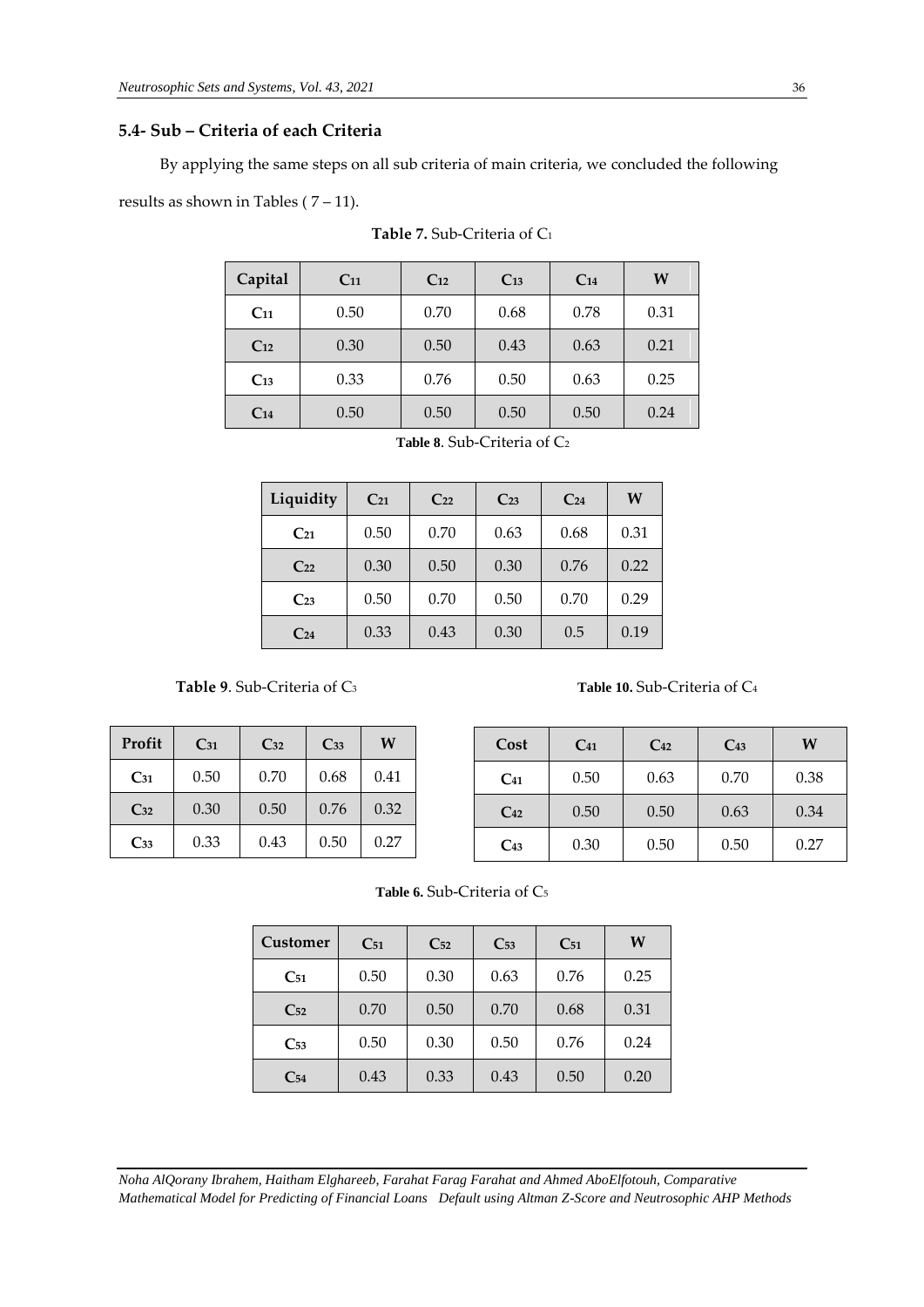### 5.4- Sub – Criteria of each Criteria

By applying the same steps on all sub criteria of main criteria, we concluded the following results as shown in Tables ( 7 – 11).

**Table 7.** Sub-Criteria of $C_1$

| Capital | $C_{11}$ | $C_{12}$ | $C_{13}$ | $C_{14}$ | W |
|---|---|---|---|---|---|
| $C_{11}$ | 0.50 | 0.70 | 0.68 | 0.78 | 0.31 |
| $C_{12}$ | 0.30 | 0.50 | 0.43 | 0.63 | 0.21 |
| $C_{13}$ | 0.33 | 0.76 | 0.50 | 0.63 | 0.25 |
| $C_{14}$ | 0.50 | 0.50 | 0.50 | 0.50 | 0.24 |

**Table 8**. Sub-Criteria of $C_2$

| Liquidity | $C_{21}$ | $C_{22}$ | $C_{23}$ | $C_{24}$ | W |
|---|---|---|---|---|---|
| $C_{21}$ | 0.50 | 0.70 | 0.63 | 0.68 | 0.31 |
| $C_{22}$ | 0.30 | 0.50 | 0.30 | 0.76 | 0.22 |
| $C_{23}$ | 0.50 | 0.70 | 0.50 | 0.70 | 0.29 |
| $C_{24}$ | 0.33 | 0.43 | 0.30 | 0.5 | 0.19 |

**Table 9**. Sub-Criteria of $C_3$

| Profit | $C_{31}$ | $C_{32}$ | $C_{33}$ | W |
|---|---|---|---|---|
| $C_{31}$ | 0.50 | 0.70 | 0.68 | 0.41 |
| $C_{32}$ | 0.30 | 0.50 | 0.76 | 0.32 |
| $C_{33}$ | 0.33 | 0.43 | 0.50 | 0.27 |

**Table 10.** Sub-Criteria of $C_4$

| Cost | $C_{41}$ | $C_{42}$ | $C_{43}$ | W |
|---|---|---|---|---|
| $C_{41}$ | 0.50 | 0.63 | 0.70 | 0.38 |
| $C_{42}$ | 0.50 | 0.50 | 0.63 | 0.34 |
| $C_{43}$ | 0.30 | 0.50 | 0.50 | 0.27 |

**Table 6.** Sub-Criteria of $C_5$

| Customer | $C_{51}$ | $C_{52}$ | $C_{53}$ | $C_{51}$ | W |
|---|---|---|---|---|---|
| $C_{51}$ | 0.50 | 0.30 | 0.63 | 0.76 | 0.25 |
| $C_{52}$ | 0.70 | 0.50 | 0.70 | 0.68 | 0.31 |
| $C_{53}$ | 0.50 | 0.30 | 0.50 | 0.76 | 0.24 |
| $C_{54}$ | 0.43 | 0.33 | 0.43 | 0.50 | 0.20 |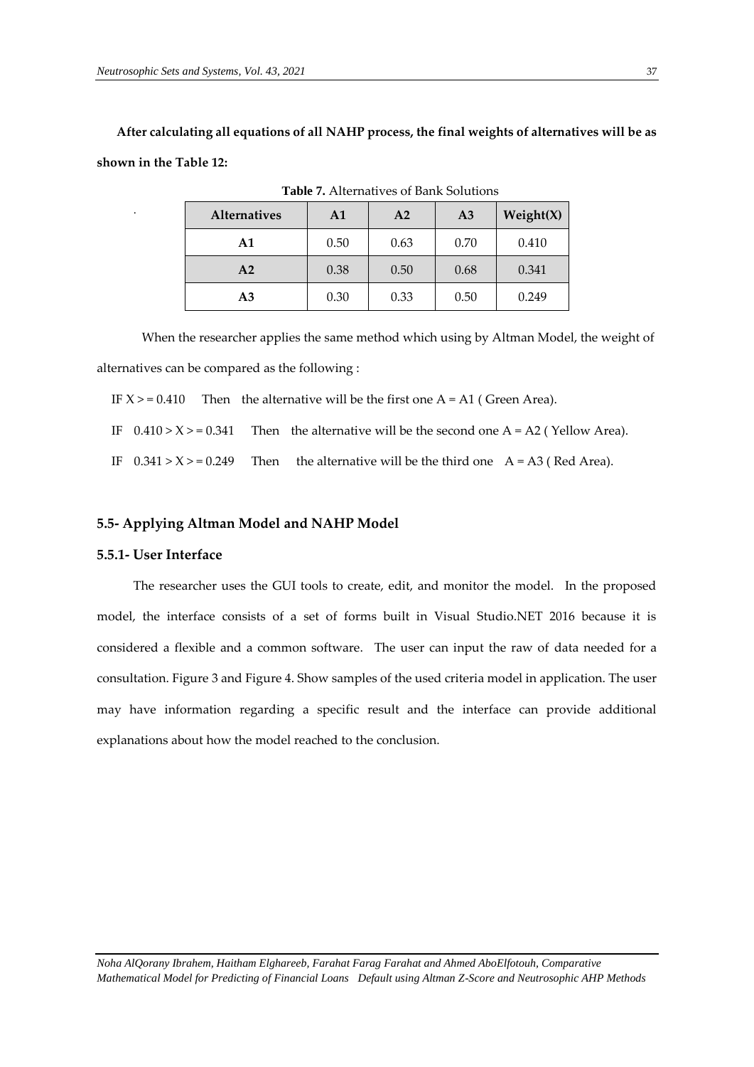**After calculating all equations of all NAHP process, the final weights of alternatives will be as shown in the Table 12:**

**Table 7.** Alternatives of Bank Solutions

| **Alternatives** | **A1** | **A2** | **A3** | **Weight(X)** |
|---|---|---|---|---|
| **A1** | 0.50 | 0.63 | 0.70 | 0.410 |
| **A2** | 0.38 | 0.50 | 0.68 | 0.341 |
| **A3** | 0.30 | 0.33 | 0.50 | 0.249 |

When the researcher applies the same method which using by Altman Model, the weight of alternatives can be compared as the following :

IF $X >= 0.410$ Then the alternative will be the first one A = A1 ( Green Area).

IF $0.410 > X >= 0.341$ Then the alternative will be the second one A = A2 ( Yellow Area).

IF $0.341 > X >= 0.249$ Then the alternative will be the third one A = A3 ( Red Area).

## 5.5- Applying Altman Model and NAHP Model

### 5.5.1- User Interface

The researcher uses the GUI tools to create, edit, and monitor the model. In the proposed model, the interface consists of a set of forms built in Visual Studio.NET 2016 because it is considered a flexible and a common software. The user can input the raw of data needed for a consultation. Figure 3 and Figure 4. Show samples of the used criteria model in application. The user may have information regarding a specific result and the interface can provide additional explanations about how the model reached to the conclusion.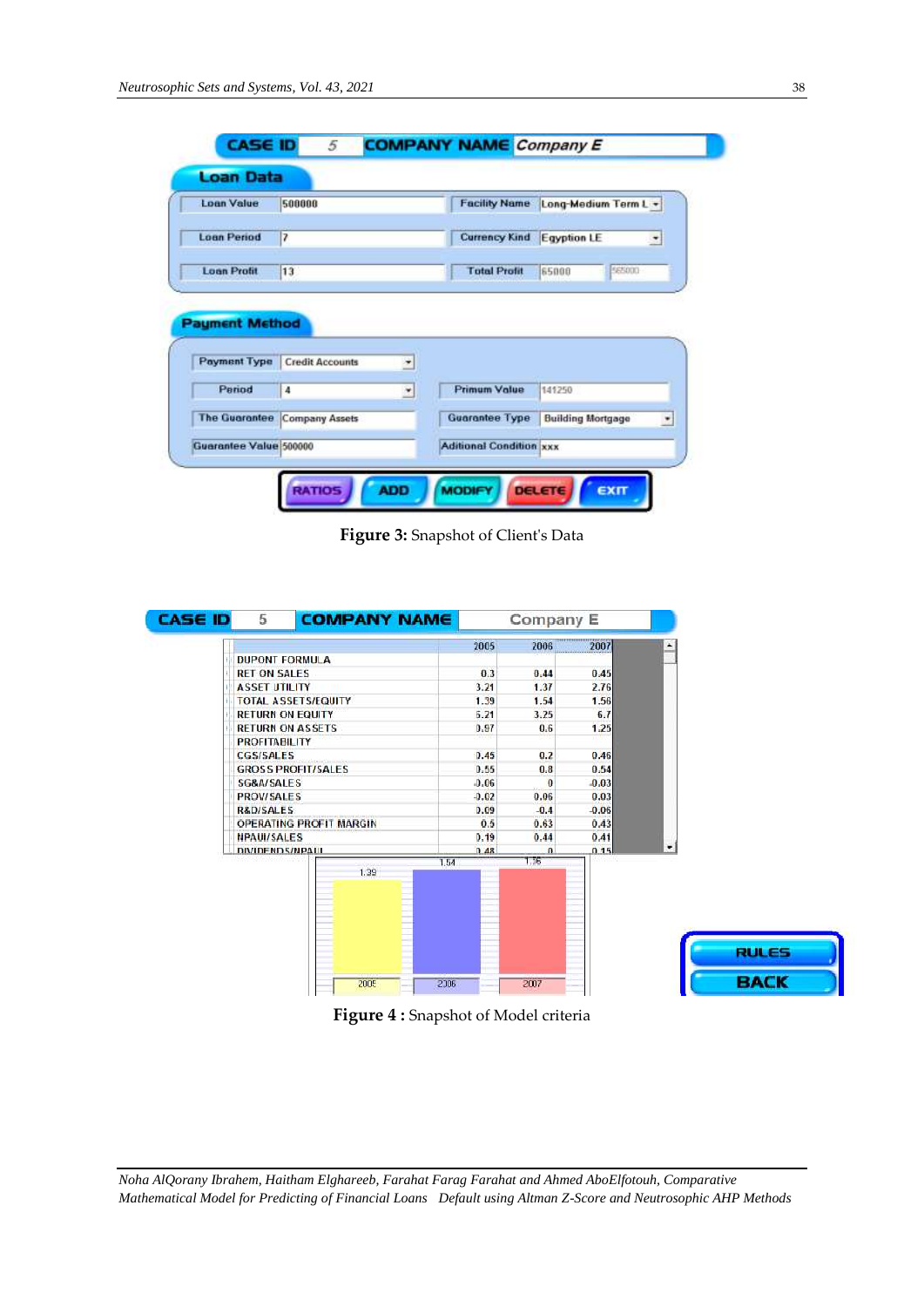Figure 3: Snapshot of Client's Data

Figure 4 : Snapshot of Model criteria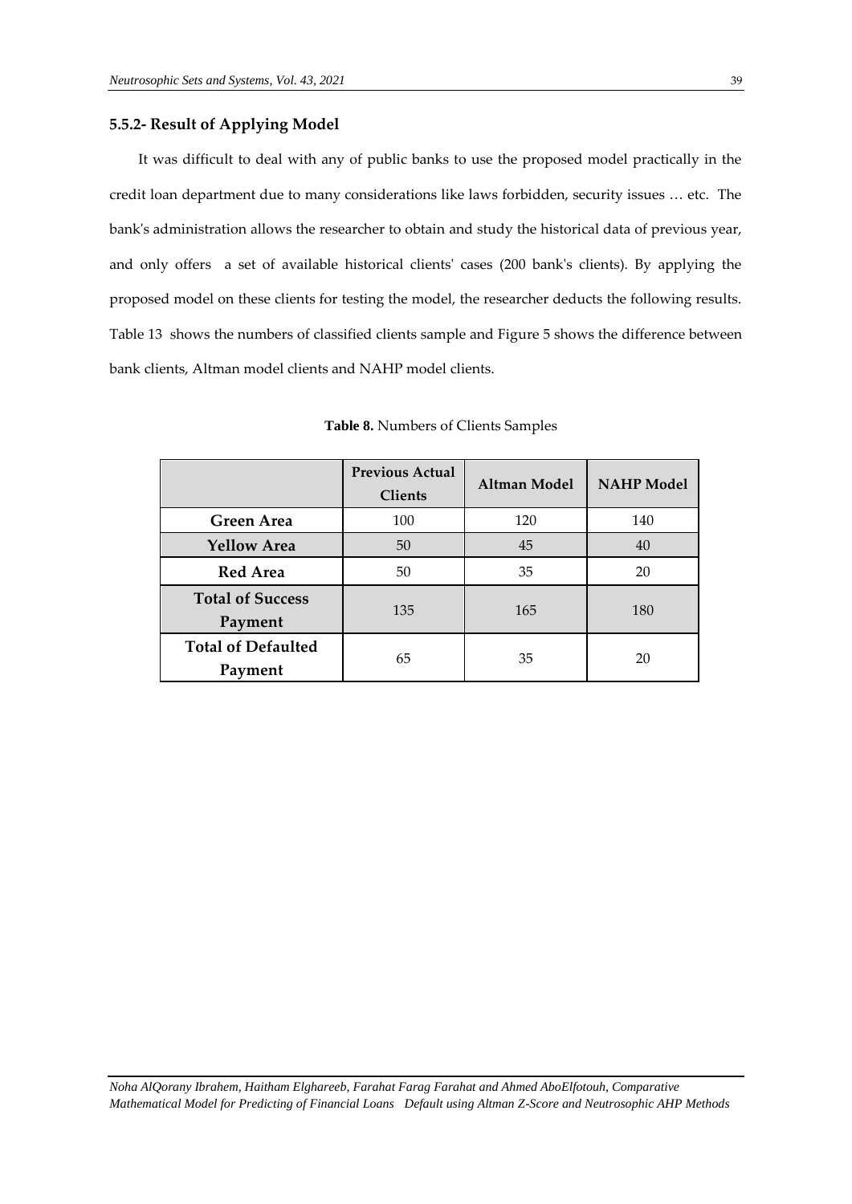### 5.5.2- Result of Applying Model

It was difficult to deal with any of public banks to use the proposed model practically in the credit loan department due to many considerations like laws forbidden, security issues … etc. The bank's administration allows the researcher to obtain and study the historical data of previous year, and only offers a set of available historical clients' cases (200 bank's clients). By applying the proposed model on these clients for testing the model, the researcher deducts the following results. Table 13 shows the numbers of classified clients sample and Figure 5 shows the difference between bank clients, Altman model clients and NAHP model clients.

**Table 8.** Numbers of Clients Samples

| | Previous Actual Clients | Altman Model | NAHP Model |
|---|---|---|---|
| **Green Area** | 100 | 120 | 140 |
| **Yellow Area** | 50 | 45 | 40 |
| **Red Area** | 50 | 35 | 20 |
| **Total of Success Payment** | 135 | 165 | 180 |
| **Total of Defaulted Payment** | 65 | 35 | 20 |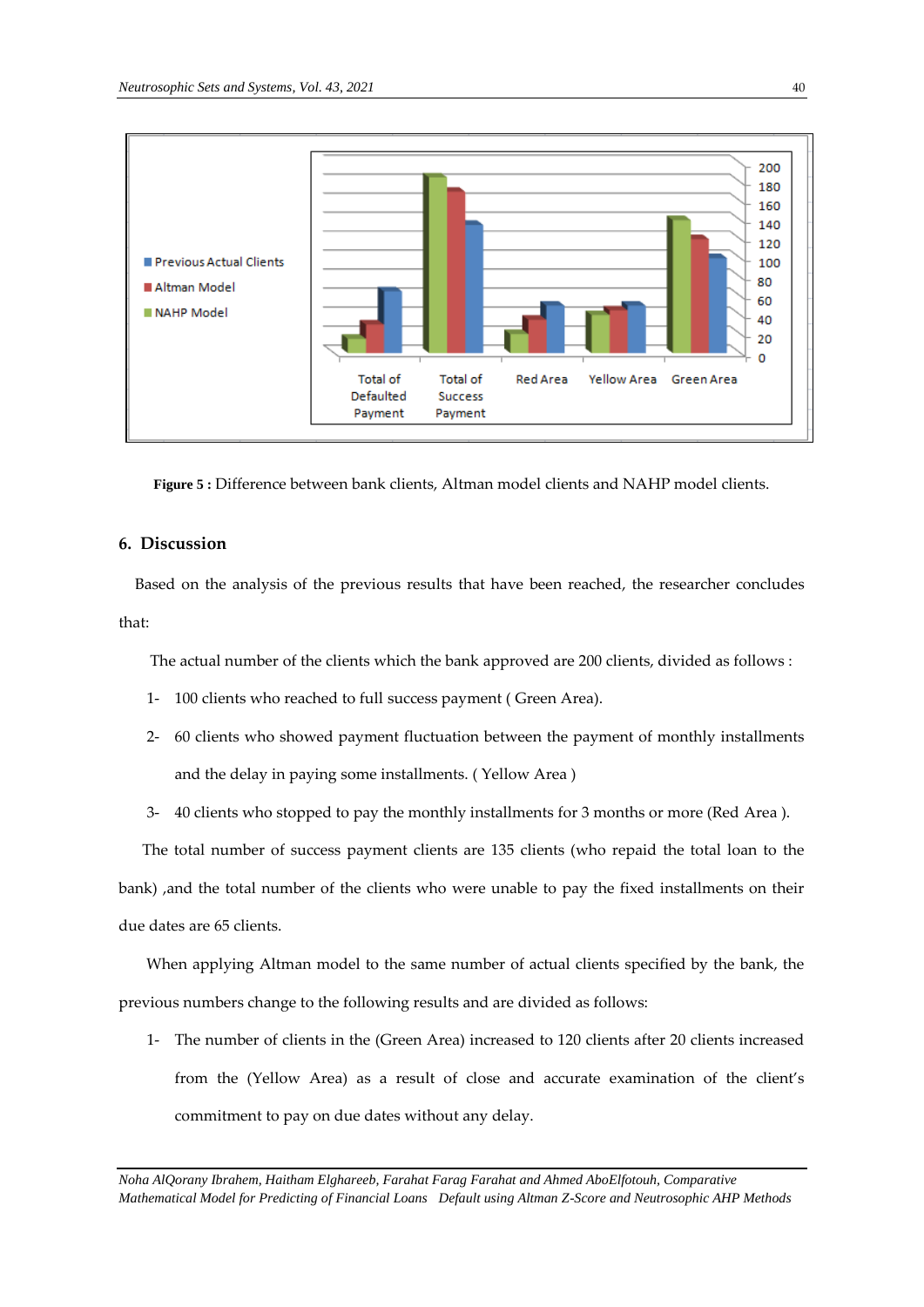Figure 5 : Difference between bank clients, Altman model clients and NAHP model clients.

## 6. Discussion

Based on the analysis of the previous results that have been reached, the researcher concludes that:

The actual number of the clients which the bank approved are 200 clients, divided as follows :

1- 100 clients who reached to full success payment ( Green Area).

2- 60 clients who showed payment fluctuation between the payment of monthly installments and the delay in paying some installments. ( Yellow Area )

3- 40 clients who stopped to pay the monthly installments for 3 months or more (Red Area ).

The total number of success payment clients are 135 clients (who repaid the total loan to the bank) ,and the total number of the clients who were unable to pay the fixed installments on their due dates are 65 clients.

When applying Altman model to the same number of actual clients specified by the bank, the previous numbers change to the following results and are divided as follows:

1- The number of clients in the (Green Area) increased to 120 clients after 20 clients increased from the (Yellow Area) as a result of close and accurate examination of the client's commitment to pay on due dates without any delay.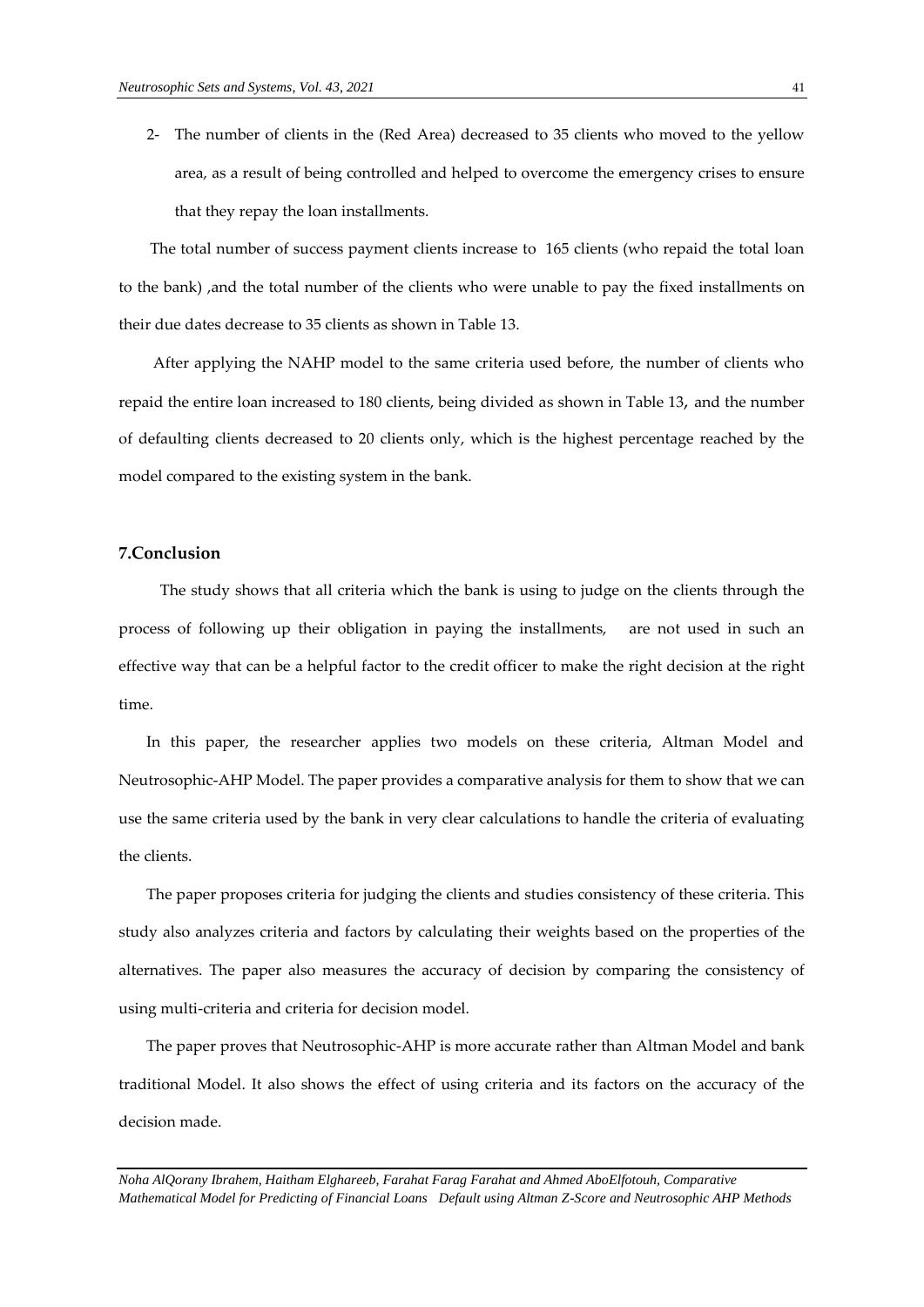2- The number of clients in the (Red Area) decreased to 35 clients who moved to the yellow area, as a result of being controlled and helped to overcome the emergency crises to ensure that they repay the loan installments.

The total number of success payment clients increase to 165 clients (who repaid the total loan to the bank) ,and the total number of the clients who were unable to pay the fixed installments on their due dates decrease to 35 clients as shown in Table 13.

After applying the NAHP model to the same criteria used before, the number of clients who repaid the entire loan increased to 180 clients, being divided as shown in Table 13, and the number of defaulting clients decreased to 20 clients only, which is the highest percentage reached by the model compared to the existing system in the bank.

## 7.Conclusion

The study shows that all criteria which the bank is using to judge on the clients through the process of following up their obligation in paying the installments, are not used in such an effective way that can be a helpful factor to the credit officer to make the right decision at the right time.

In this paper, the researcher applies two models on these criteria, Altman Model and Neutrosophic-AHP Model. The paper provides a comparative analysis for them to show that we can use the same criteria used by the bank in very clear calculations to handle the criteria of evaluating the clients.

The paper proposes criteria for judging the clients and studies consistency of these criteria. This study also analyzes criteria and factors by calculating their weights based on the properties of the alternatives. The paper also measures the accuracy of decision by comparing the consistency of using multi-criteria and criteria for decision model.

The paper proves that Neutrosophic-AHP is more accurate rather than Altman Model and bank traditional Model. It also shows the effect of using criteria and its factors on the accuracy of the decision made.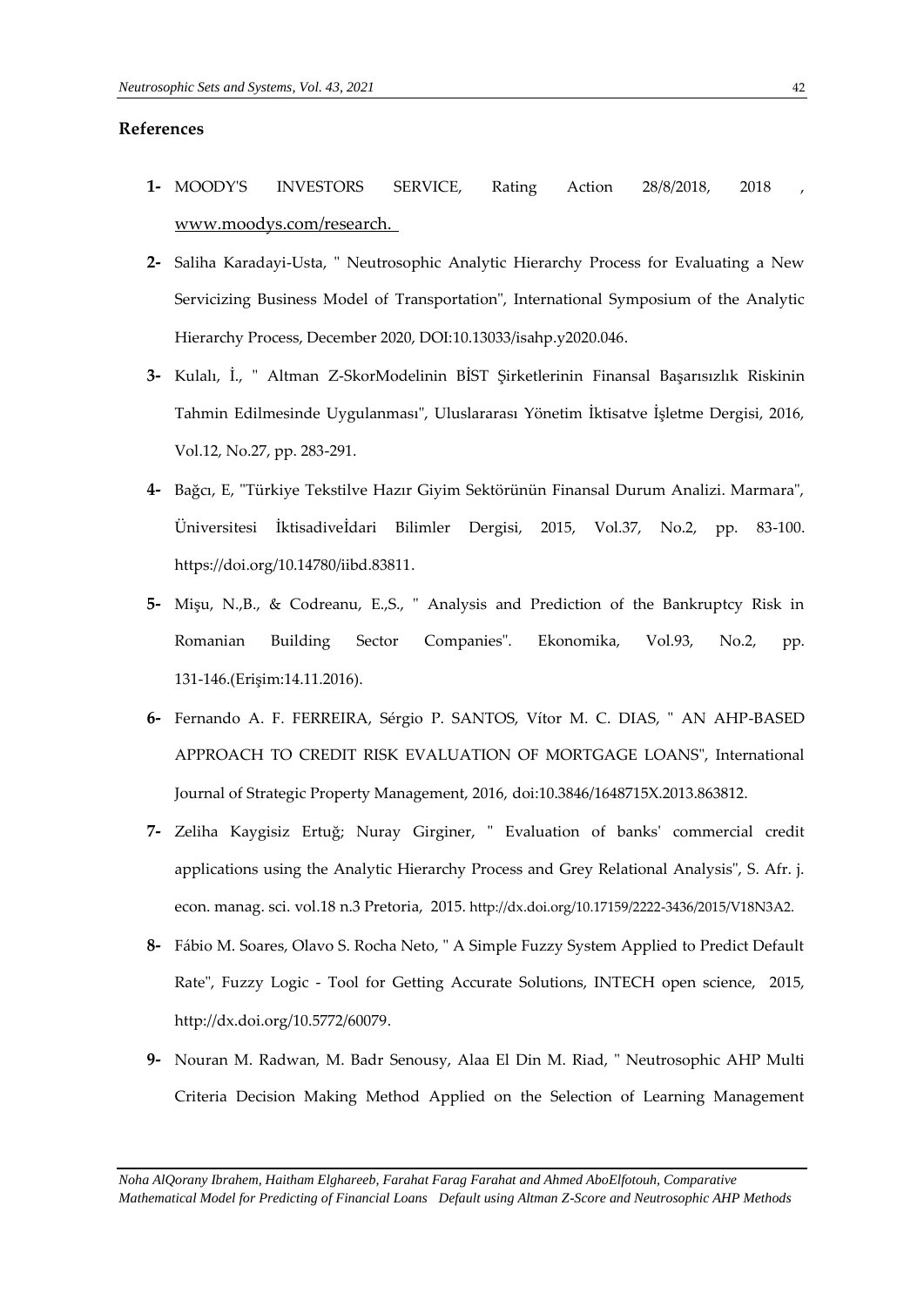## References

1- MOODY'S INVESTORS SERVICE, Rating Action 28/8/2018, 2018 , www.moodys.com/research.

2- Saliha Karadayi-Usta, " Neutrosophic Analytic Hierarchy Process for Evaluating a New Servicizing Business Model of Transportation", International Symposium of the Analytic Hierarchy Process, December 2020, DOI:10.13033/isahp.y2020.046.

3- Kulalı, İ., " Altman Z-SkorModelinin BİST Şirketlerinin Finansal Başarısızlık Riskinin Tahmin Edilmesinde Uygulanması", Uluslararası Yönetim İktisatve İşletme Dergisi, 2016, Vol.12, No.27, pp. 283-291.

4- Bağcı, E, "Türkiye Tekstilve Hazır Giyim Sektörünün Finansal Durum Analizi. Marmara", Üniversitesi İktisadiveİdari Bilimler Dergisi, 2015, Vol.37, No.2, pp. 83-100. https://doi.org/10.14780/iibd.83811.

5- Mişu, N.,B., & Codreanu, E.,S., " Analysis and Prediction of the Bankruptcy Risk in Romanian Building Sector Companies". Ekonomika, Vol.93, No.2, pp. 131-146.(Erişim:14.11.2016).

6- Fernando A. F. FERREIRA, Sérgio P. SANTOS, Vítor M. C. DIAS, " AN AHP-BASED APPROACH TO CREDIT RISK EVALUATION OF MORTGAGE LOANS", International Journal of Strategic Property Management, 2016, doi:10.3846/1648715X.2013.863812.

7- Zeliha Kaygisiz Ertuğ; Nuray Girginer, " Evaluation of banks' commercial credit applications using the Analytic Hierarchy Process and Grey Relational Analysis", S. Afr. j. econ. manag. sci. vol.18 n.3 Pretoria, 2015. http://dx.doi.org/10.17159/2222-3436/2015/V18N3A2.

8- Fábio M. Soares, Olavo S. Rocha Neto, " A Simple Fuzzy System Applied to Predict Default Rate", Fuzzy Logic - Tool for Getting Accurate Solutions, INTECH open science, 2015, http://dx.doi.org/10.5772/60079.

9- Nouran M. Radwan, M. Badr Senousy, Alaa El Din M. Riad, " Neutrosophic AHP Multi Criteria Decision Making Method Applied on the Selection of Learning Management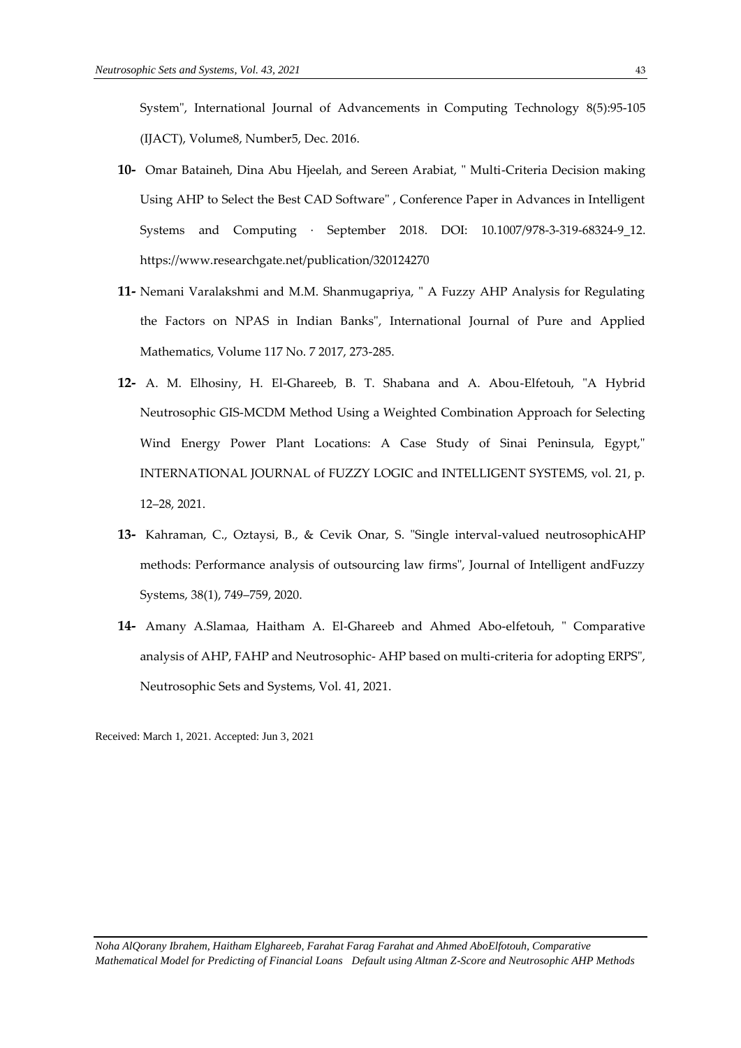System", International Journal of Advancements in Computing Technology 8(5):95-105 (IJACT), Volume8, Number5, Dec. 2016.

**10-** Omar Bataineh, Dina Abu Hjeelah, and Sereen Arabiat, " Multi-Criteria Decision making Using AHP to Select the Best CAD Software" , Conference Paper in Advances in Intelligent Systems and Computing · September 2018. DOI: 10.1007/978-3-319-68324-9_12. https://www.researchgate.net/publication/320124270

**11-** Nemani Varalakshmi and M.M. Shanmugapriya, " A Fuzzy AHP Analysis for Regulating the Factors on NPAS in Indian Banks", International Journal of Pure and Applied Mathematics, Volume 117 No. 7 2017, 273-285.

**12-** A. M. Elhosiny, H. El-Ghareeb, B. T. Shabana and A. Abou-Elfetouh, "A Hybrid Neutrosophic GIS-MCDM Method Using a Weighted Combination Approach for Selecting Wind Energy Power Plant Locations: A Case Study of Sinai Peninsula, Egypt," INTERNATIONAL JOURNAL of FUZZY LOGIC and INTELLIGENT SYSTEMS, vol. 21, p. 12–28, 2021.

**13-** Kahraman, C., Oztaysi, B., & Cevik Onar, S. "Single interval-valued neutrosophicAHP methods: Performance analysis of outsourcing law firms", Journal of Intelligent andFuzzy Systems, 38(1), 749–759, 2020.

**14-** Amany A.Slamaa, Haitham A. El-Ghareeb and Ahmed Abo-elfetouh, " Comparative analysis of AHP, FAHP and Neutrosophic- AHP based on multi-criteria for adopting ERPS", Neutrosophic Sets and Systems, Vol. 41, 2021.

Received: March 1, 2021. Accepted: Jun 3, 2021